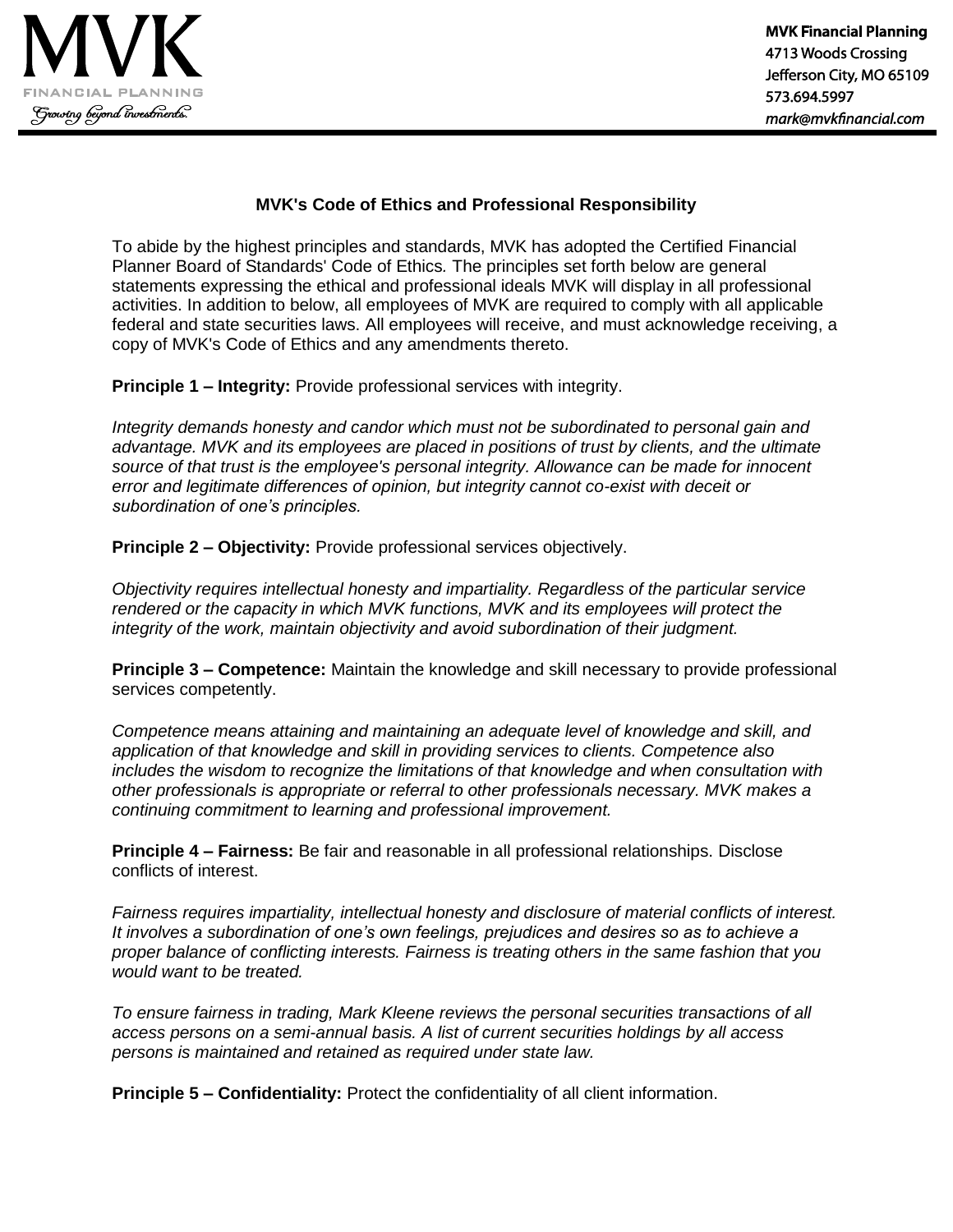MVK
FINANCIAL PLANNING
*Growing beyond investments.*

**MVK Financial Planning**
4713 Woods Crossing
Jefferson City, MO 65109
573.694.5997
*mark@mvkfinancial.com*

## MVK's Code of Ethics and Professional Responsibility

To abide by the highest principles and standards, MVK has adopted the Certified Financial Planner Board of Standards' Code of Ethics. The principles set forth below are general statements expressing the ethical and professional ideals MVK will display in all professional activities. In addition to below, all employees of MVK are required to comply with all applicable federal and state securities laws. All employees will receive, and must acknowledge receiving, a copy of MVK's Code of Ethics and any amendments thereto.

**Principle 1 – Integrity:** Provide professional services with integrity.

*Integrity demands honesty and candor which must not be subordinated to personal gain and advantage. MVK and its employees are placed in positions of trust by clients, and the ultimate source of that trust is the employee's personal integrity. Allowance can be made for innocent error and legitimate differences of opinion, but integrity cannot co-exist with deceit or subordination of one's principles.*

**Principle 2 – Objectivity:** Provide professional services objectively.

*Objectivity requires intellectual honesty and impartiality. Regardless of the particular service rendered or the capacity in which MVK functions, MVK and its employees will protect the integrity of the work, maintain objectivity and avoid subordination of their judgment.*

**Principle 3 – Competence:** Maintain the knowledge and skill necessary to provide professional services competently.

*Competence means attaining and maintaining an adequate level of knowledge and skill, and application of that knowledge and skill in providing services to clients. Competence also includes the wisdom to recognize the limitations of that knowledge and when consultation with other professionals is appropriate or referral to other professionals necessary. MVK makes a continuing commitment to learning and professional improvement.*

**Principle 4 – Fairness:** Be fair and reasonable in all professional relationships. Disclose conflicts of interest.

*Fairness requires impartiality, intellectual honesty and disclosure of material conflicts of interest. It involves a subordination of one's own feelings, prejudices and desires so as to achieve a proper balance of conflicting interests. Fairness is treating others in the same fashion that you would want to be treated.*

*To ensure fairness in trading, Mark Kleene reviews the personal securities transactions of all access persons on a semi-annual basis. A list of current securities holdings by all access persons is maintained and retained as required under state law.*

**Principle 5 – Confidentiality:** Protect the confidentiality of all client information.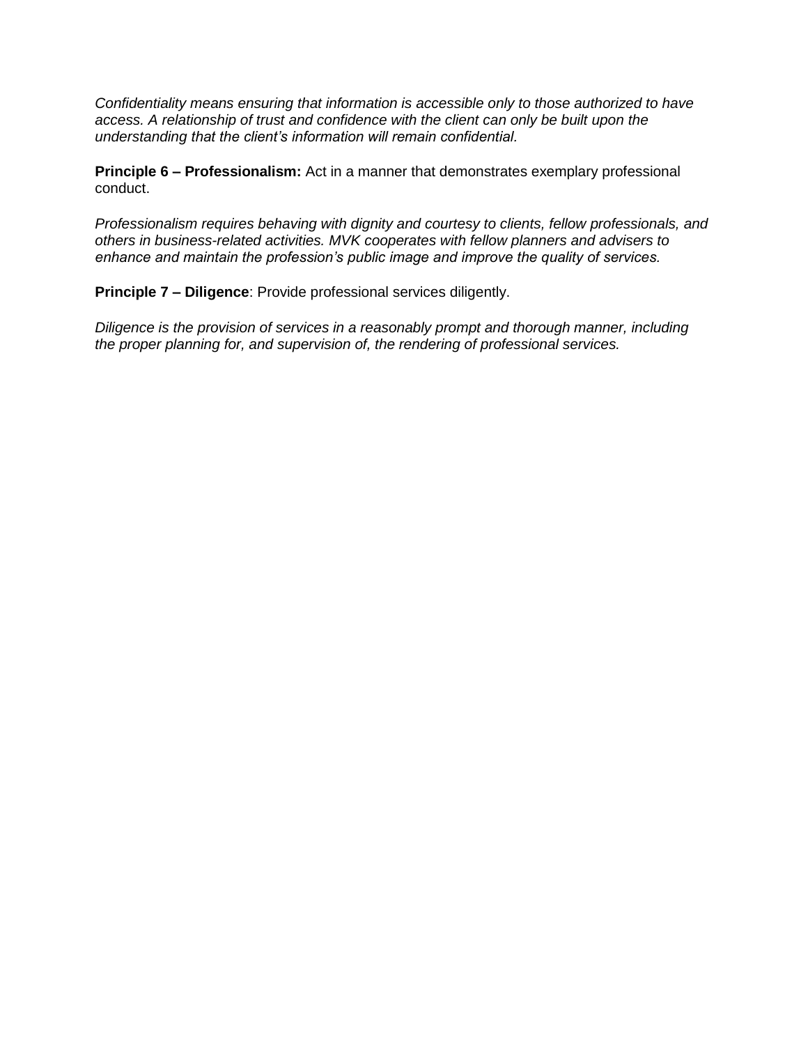*Confidentiality means ensuring that information is accessible only to those authorized to have access. A relationship of trust and confidence with the client can only be built upon the understanding that the client's information will remain confidential.*

**Principle 6 – Professionalism:** Act in a manner that demonstrates exemplary professional conduct.

*Professionalism requires behaving with dignity and courtesy to clients, fellow professionals, and others in business-related activities. MVK cooperates with fellow planners and advisers to enhance and maintain the profession's public image and improve the quality of services.*

**Principle 7 – Diligence**: Provide professional services diligently.

*Diligence is the provision of services in a reasonably prompt and thorough manner, including the proper planning for, and supervision of, the rendering of professional services.*